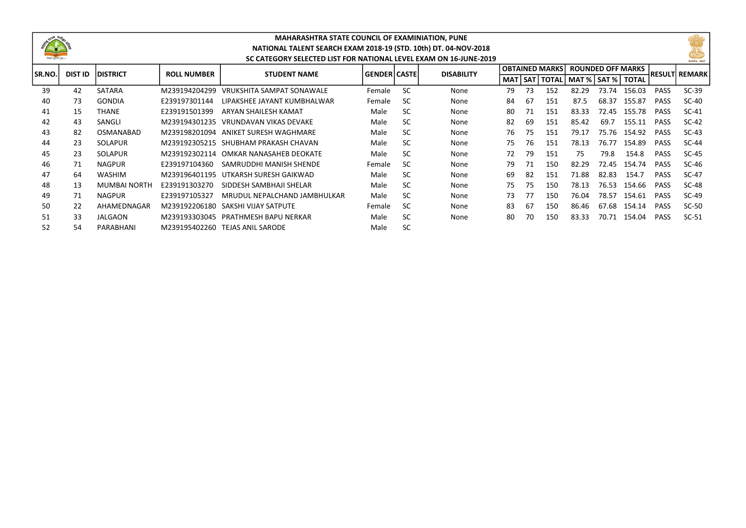**MAHARASHTRA STATE COUNCIL OF EXAMINIATION, PUNE**
**NATIONAL TALENT SEARCH EXAM 2018-19 (STD. 10th) DT. 04-NOV-2018**
**SC CATEGORY SELECTED LIST FOR NATIONAL LEVEL EXAM ON 16-JUNE-2019**

| SR.NO. | DIST ID | DISTRICT | ROLL NUMBER | STUDENT NAME | GENDER | CASTE | DISABILITY | OBTAINED MARKS | | | ROUNDED OFF MARKS | | | RESULT | REMARK |
|---|---|---|---|---|---|---|---|---|---|---|---|---|---|---|---|
| | | | | | | | | MAT | SAT | TOTAL | MAT % | SAT % | TOTAL | | |
| 39 | 42 | SATARA | M239194204299 | VRUKSHITA SAMPAT SONAWALE | Female | SC | None | 79 | 73 | 152 | 82.29 | 73.74 | 156.03 | PASS | SC-39 |
| 40 | 73 | GONDIA | E239197301144 | LIPAKSHEE JAYANT KUMBHALWAR | Female | SC | None | 84 | 67 | 151 | 87.5 | 68.37 | 155.87 | PASS | SC-40 |
| 41 | 15 | THANE | E239191501399 | ARYAN SHAILESH KAMAT | Male | SC | None | 80 | 71 | 151 | 83.33 | 72.45 | 155.78 | PASS | SC-41 |
| 42 | 43 | SANGLI | M239194301235 | VRUNDAVAN VIKAS DEVAKE | Male | SC | None | 82 | 69 | 151 | 85.42 | 69.7 | 155.11 | PASS | SC-42 |
| 43 | 82 | OSMANABAD | M239198201094 | ANIKET SURESH WAGHMARE | Male | SC | None | 76 | 75 | 151 | 79.17 | 75.76 | 154.92 | PASS | SC-43 |
| 44 | 23 | SOLAPUR | M239192305215 | SHUBHAM PRAKASH CHAVAN | Male | SC | None | 75 | 76 | 151 | 78.13 | 76.77 | 154.89 | PASS | SC-44 |
| 45 | 23 | SOLAPUR | M239192302114 | OMKAR NANASAHEB DEOKATE | Male | SC | None | 72 | 79 | 151 | 75 | 79.8 | 154.8 | PASS | SC-45 |
| 46 | 71 | NAGPUR | E239197104360 | SAMRUDDHI MANISH SHENDE | Female | SC | None | 79 | 71 | 150 | 82.29 | 72.45 | 154.74 | PASS | SC-46 |
| 47 | 64 | WASHIM | M239196401195 | UTKARSH SURESH GAIKWAD | Male | SC | None | 69 | 82 | 151 | 71.88 | 82.83 | 154.7 | PASS | SC-47 |
| 48 | 13 | MUMBAI NORTH | E239191303270 | SIDDESH SAMBHAJI SHELAR | Male | SC | None | 75 | 75 | 150 | 78.13 | 76.53 | 154.66 | PASS | SC-48 |
| 49 | 71 | NAGPUR | E239197105327 | MRUDUL NEPALCHAND JAMBHULKAR | Male | SC | None | 73 | 77 | 150 | 76.04 | 78.57 | 154.61 | PASS | SC-49 |
| 50 | 22 | AHAMEDNAGAR | M239192206180 | SAKSHI VIJAY SATPUTE | Female | SC | None | 83 | 67 | 150 | 86.46 | 67.68 | 154.14 | PASS | SC-50 |
| 51 | 33 | JALGAON | M239193303045 | PRATHMESH BAPU NERKAR | Male | SC | None | 80 | 70 | 150 | 83.33 | 70.71 | 154.04 | PASS | SC-51 |
| 52 | 54 | PARABHANI | M239195402260 | TEJAS ANIL SARODE | Male | SC | | | | | | | | | |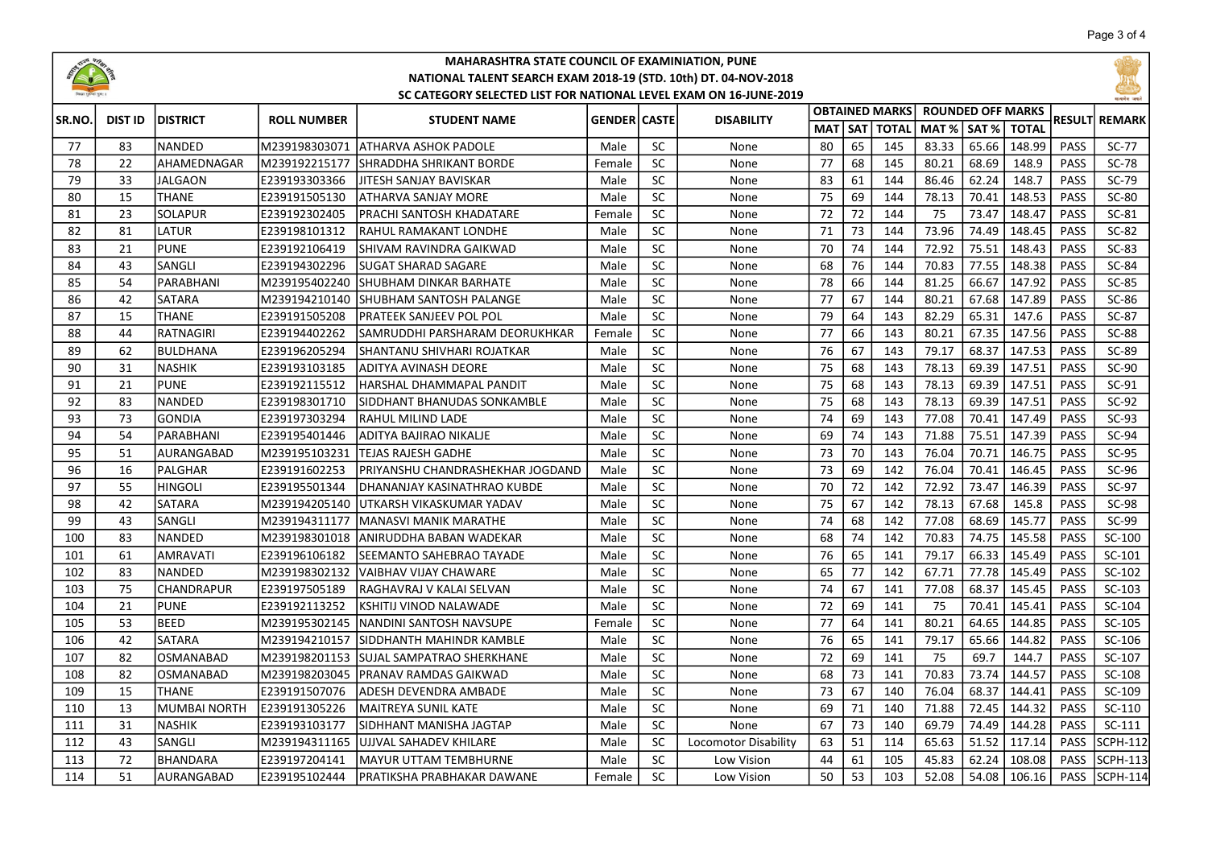# MAHARASHTRA STATE COUNCIL OF EXAMINIATION, PUNE
## NATIONAL TALENT SEARCH EXAM 2018-19 (STD. 10th) DT. 04-NOV-2018
### SC CATEGORY SELECTED LIST FOR NATIONAL LEVEL EXAM ON 16-JUNE-2019

| SR.NO. | DIST ID | DISTRICT | ROLL NUMBER | STUDENT NAME | GENDER | CASTE | DISABILITY | OBTAINED MARKS | | | ROUNDED OFF MARKS | | | RESULT | REMARK |
|---|---|---|---|---|---|---|---|---|---|---|---|---|---|---|---|
| | | | | | | | | MAT | SAT | TOTAL | MAT % | SAT % | TOTAL | | |
| 77 | 83 | NANDED | M239198303071 | ATHARVA ASHOK PADOLE | Male | SC | None | 80 | 65 | 145 | 83.33 | 65.66 | 148.99 | PASS | SC-77 |
| 78 | 22 | AHAMEDNAGAR | M239192215177 | SHRADDHA SHRIKANT BORDE | Female | SC | None | 77 | 68 | 145 | 80.21 | 68.69 | 148.9 | PASS | SC-78 |
| 79 | 33 | JALGAON | E239193303366 | JITESH SANJAY BAVISKAR | Male | SC | None | 83 | 61 | 144 | 86.46 | 62.24 | 148.7 | PASS | SC-79 |
| 80 | 15 | THANE | E239191505130 | ATHARVA SANJAY MORE | Male | SC | None | 75 | 69 | 144 | 78.13 | 70.41 | 148.53 | PASS | SC-80 |
| 81 | 23 | SOLAPUR | E239192302405 | PRACHI SANTOSH KHADATARE | Female | SC | None | 72 | 72 | 144 | 75 | 73.47 | 148.47 | PASS | SC-81 |
| 82 | 81 | LATUR | E239198101312 | RAHUL RAMAKANT LONDHE | Male | SC | None | 71 | 73 | 144 | 73.96 | 74.49 | 148.45 | PASS | SC-82 |
| 83 | 21 | PUNE | E239192106419 | SHIVAM RAVINDRA GAIKWAD | Male | SC | None | 70 | 74 | 144 | 72.92 | 75.51 | 148.43 | PASS | SC-83 |
| 84 | 43 | SANGLI | E239194302296 | SUGAT SHARAD SAGARE | Male | SC | None | 68 | 76 | 144 | 70.83 | 77.55 | 148.38 | PASS | SC-84 |
| 85 | 54 | PARABHANI | M239195402240 | SHUBHAM DINKAR BARHATE | Male | SC | None | 78 | 66 | 144 | 81.25 | 66.67 | 147.92 | PASS | SC-85 |
| 86 | 42 | SATARA | M239194210140 | SHUBHAM SANTOSH PALANGE | Male | SC | None | 77 | 67 | 144 | 80.21 | 67.68 | 147.89 | PASS | SC-86 |
| 87 | 15 | THANE | E239191505208 | PRATEEK SANJEEV POL POL | Male | SC | None | 79 | 64 | 143 | 82.29 | 65.31 | 147.6 | PASS | SC-87 |
| 88 | 44 | RATNAGIRI | E239194402262 | SAMRUDDHI PARSHARAM DEORUKHKAR | Female | SC | None | 77 | 66 | 143 | 80.21 | 67.35 | 147.56 | PASS | SC-88 |
| 89 | 62 | BULDHANA | E239196205294 | SHANTANU SHIVHARI ROJATKAR | Male | SC | None | 76 | 67 | 143 | 79.17 | 68.37 | 147.53 | PASS | SC-89 |
| 90 | 31 | NASHIK | E239193103185 | ADITYA AVINASH DEORE | Male | SC | None | 75 | 68 | 143 | 78.13 | 69.39 | 147.51 | PASS | SC-90 |
| 91 | 21 | PUNE | E239192115512 | HARSHAL DHAMMAPAL PANDIT | Male | SC | None | 75 | 68 | 143 | 78.13 | 69.39 | 147.51 | PASS | SC-91 |
| 92 | 83 | NANDED | E239198301710 | SIDDHANT BHANUDAS SONKAMBLE | Male | SC | None | 75 | 68 | 143 | 78.13 | 69.39 | 147.51 | PASS | SC-92 |
| 93 | 73 | GONDIA | E239197303294 | RAHUL MILIND LADE | Male | SC | None | 74 | 69 | 143 | 77.08 | 70.41 | 147.49 | PASS | SC-93 |
| 94 | 54 | PARABHANI | E239195401446 | ADITYA BAJIRAO NIKALJE | Male | SC | None | 69 | 74 | 143 | 71.88 | 75.51 | 147.39 | PASS | SC-94 |
| 95 | 51 | AURANGABAD | M239195103231 | TEJAS RAJESH GADHE | Male | SC | None | 73 | 70 | 143 | 76.04 | 70.71 | 146.75 | PASS | SC-95 |
| 96 | 16 | PALGHAR | E239191602253 | PRIYANSHU CHANDRASHEKHAR JOGDAND | Male | SC | None | 73 | 69 | 142 | 76.04 | 70.41 | 146.45 | PASS | SC-96 |
| 97 | 55 | HINGOLI | E239195501344 | DHANANJAY KASINATHRAO KUBDE | Male | SC | None | 70 | 72 | 142 | 72.92 | 73.47 | 146.39 | PASS | SC-97 |
| 98 | 42 | SATARA | M239194205140 | UTKARSH VIKASKUMAR YADAV | Male | SC | None | 75 | 67 | 142 | 78.13 | 67.68 | 145.8 | PASS | SC-98 |
| 99 | 43 | SANGLI | M239194311177 | MANASVI MANIK MARATHE | Male | SC | None | 74 | 68 | 142 | 77.08 | 68.69 | 145.77 | PASS | SC-99 |
| 100 | 83 | NANDED | M239198301018 | ANIRUDDHA BABAN WADEKAR | Male | SC | None | 68 | 74 | 142 | 70.83 | 74.75 | 145.58 | PASS | SC-100 |
| 101 | 61 | AMRAVATI | E239196106182 | SEEMANTO SAHEBRAO TAYADE | Male | SC | None | 76 | 65 | 141 | 79.17 | 66.33 | 145.49 | PASS | SC-101 |
| 102 | 83 | NANDED | M239198302132 | VAIBHAV VIJAY CHAWARE | Male | SC | None | 65 | 77 | 142 | 67.71 | 77.78 | 145.49 | PASS | SC-102 |
| 103 | 75 | CHANDRAPUR | E239197505189 | RAGHAVRAJ V KALAI SELVAN | Male | SC | None | 74 | 67 | 141 | 77.08 | 68.37 | 145.45 | PASS | SC-103 |
| 104 | 21 | PUNE | E239192113252 | KSHITIJ VINOD NALAWADE | Male | SC | None | 72 | 69 | 141 | 75 | 70.41 | 145.41 | PASS | SC-104 |
| 105 | 53 | BEED | M239195302145 | NANDINI SANTOSH NAVSUPE | Female | SC | None | 77 | 64 | 141 | 80.21 | 64.65 | 144.85 | PASS | SC-105 |
| 106 | 42 | SATARA | M239194210157 | SIDDHANTH MAHINDR KAMBLE | Male | SC | None | 76 | 65 | 141 | 79.17 | 65.66 | 144.82 | PASS | SC-106 |
| 107 | 82 | OSMANABAD | M239198201153 | SUJAL SAMPATRAO SHERKHANE | Male | SC | None | 72 | 69 | 141 | 75 | 69.7 | 144.7 | PASS | SC-107 |
| 108 | 82 | OSMANABAD | M239198203045 | PRANAV RAMDAS GAIKWAD | Male | SC | None | 68 | 73 | 141 | 70.83 | 73.74 | 144.57 | PASS | SC-108 |
| 109 | 15 | THANE | E239191507076 | ADESH DEVENDRA AMBADE | Male | SC | None | 73 | 67 | 140 | 76.04 | 68.37 | 144.41 | PASS | SC-109 |
| 110 | 13 | MUMBAI NORTH | E239191305226 | MAITREYA SUNIL KATE | Male | SC | None | 69 | 71 | 140 | 71.88 | 72.45 | 144.32 | PASS | SC-110 |
| 111 | 31 | NASHIK | E239193103177 | SIDHHANT MANISHA JAGTAP | Male | SC | None | 67 | 73 | 140 | 69.79 | 74.49 | 144.28 | PASS | SC-111 |
| 112 | 43 | SANGLI | M239194311165 | UJJVAL SAHADEV KHILARE | Male | SC | Locomotor Disability | 63 | 51 | 114 | 65.63 | 51.52 | 117.14 | PASS | SCPH-112 |
| 113 | 72 | BHANDARA | E239197204141 | MAYUR UTTAM TEMBHURNE | Male | SC | Low Vision | 44 | 61 | 105 | 45.83 | 62.24 | 108.08 | PASS | SCPH-113 |
| 114 | 51 | AURANGABAD | E239195102444 | PRATIKSHA PRABHAKAR DAWANE | Female | SC | Low Vision | 50 | 53 | 103 | 52.08 | 54.08 | 106.16 | PASS | SCPH-114 |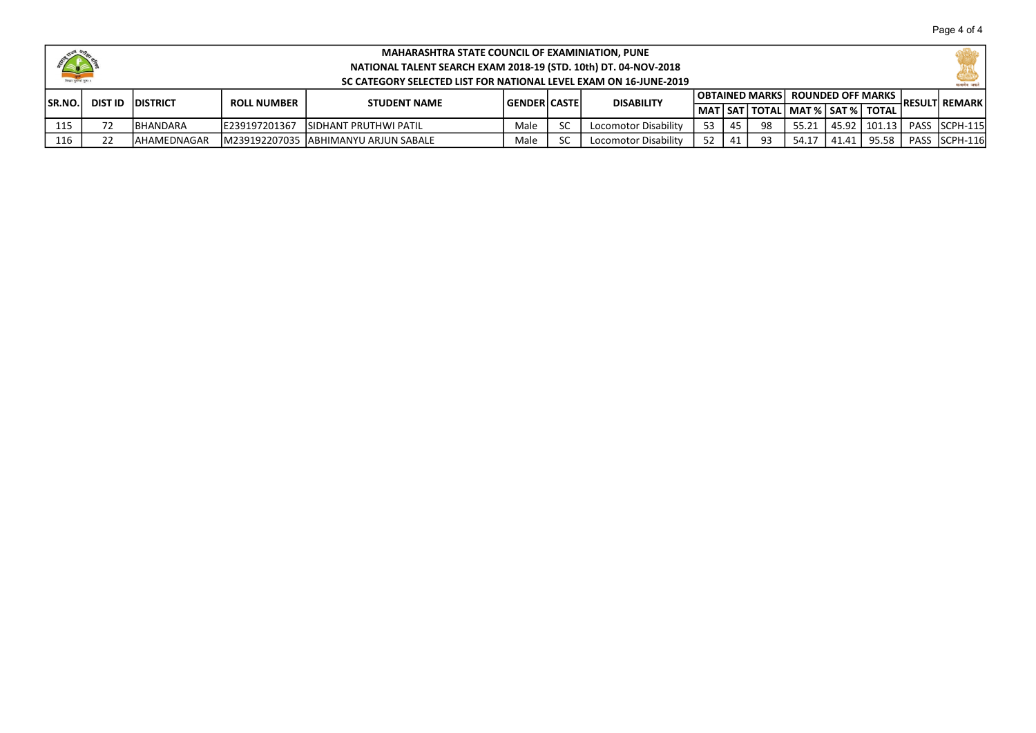# MAHARASHTRA STATE COUNCIL OF EXAMINIATION, PUNE
## NATIONAL TALENT SEARCH EXAM 2018-19 (STD. 10th) DT. 04-NOV-2018
### SC CATEGORY SELECTED LIST FOR NATIONAL LEVEL EXAM ON 16-JUNE-2019

| SR.NO. | DIST ID | DISTRICT | ROLL NUMBER | STUDENT NAME | GENDER | CASTE | DISABILITY | OBTAINED MARKS | | | ROUNDED OFF MARKS | | | RESULT | REMARK |
|---|---|---|---|---|---|---|---|---|---|---|---|---|---|---|---|
| | | | | | | | | MAT | SAT | TOTAL | MAT % | SAT % | TOTAL | | |
| 115 | 72 | BHANDARA | E239197201367 | SIDHANT PRUTHWI PATIL | Male | SC | Locomotor Disability | 53 | 45 | 98 | 55.21 | 45.92 | 101.13 | PASS | SCPH-115 |
| 116 | 22 | AHAMEDNAGAR | M239192207035 | ABHIMANYU ARJUN SABALE | Male | SC | Locomotor Disability | 52 | 41 | 93 | 54.17 | 41.41 | 95.58 | PASS | SCPH-116 |